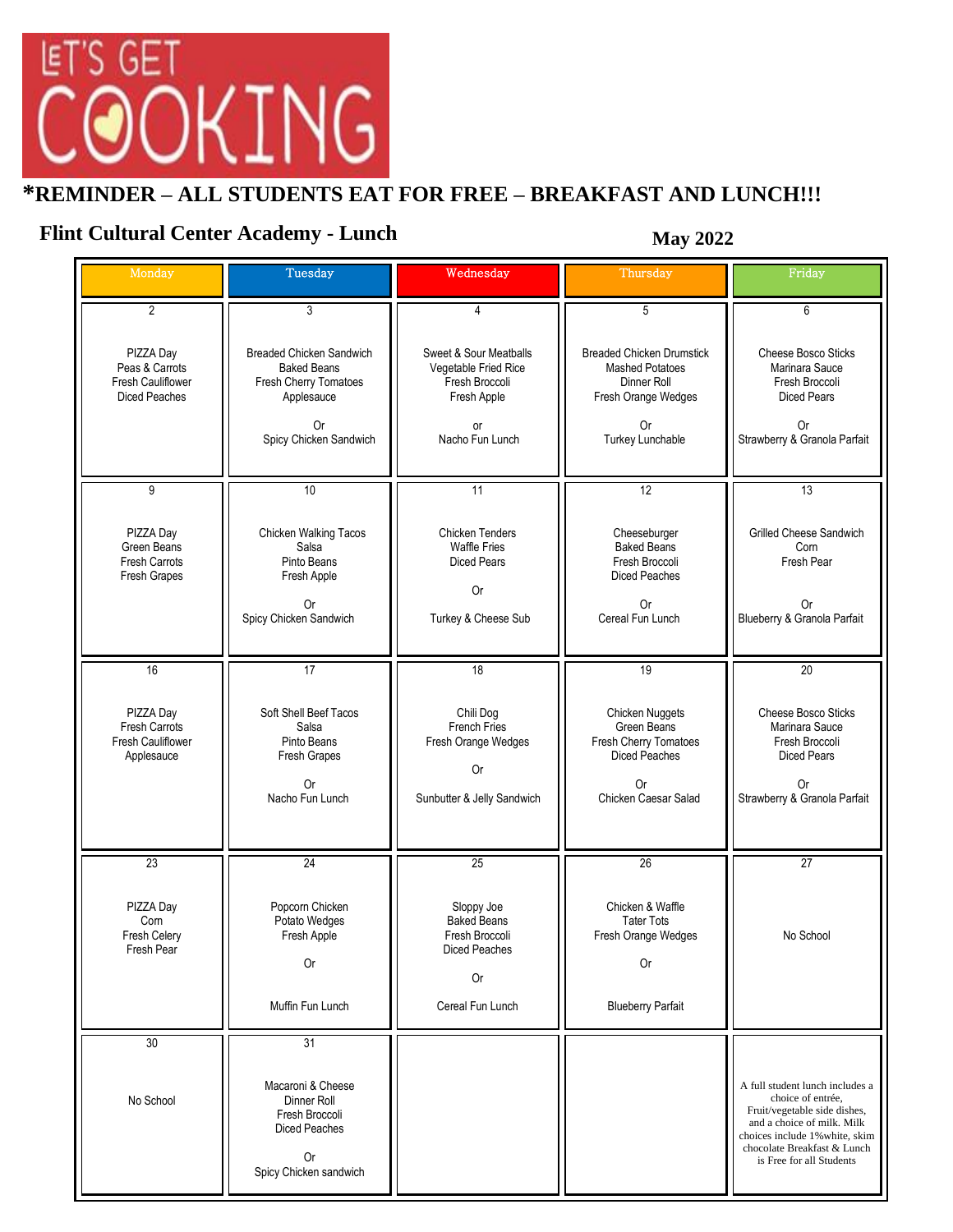# LET'S GET COOKING

**\*REMINDER – ALL STUDENTS EAT FOR FREE – BREAKFAST AND LUNCH!!!**

## Flint Cultural Center Academy - Lunch

**May 2022**

| Monday | Tuesday | Wednesday | Thursday | Friday |
|---|---|---|---|---|
| 2<br><br>PIZZA Day<br>Peas & Carrots<br>Fresh Cauliflower<br>Diced Peaches | 3<br><br>Breaded Chicken Sandwich<br>Baked Beans<br>Fresh Cherry Tomatoes<br>Applesauce<br><br>Or<br>Spicy Chicken Sandwich | 4<br><br>Sweet & Sour Meatballs<br>Vegetable Fried Rice<br>Fresh Broccoli<br>Fresh Apple<br><br>or<br>Nacho Fun Lunch | 5<br><br>Breaded Chicken Drumstick<br>Mashed Potatoes<br>Dinner Roll<br>Fresh Orange Wedges<br><br>Or<br>Turkey Lunchable | 6<br><br>Cheese Bosco Sticks<br>Marinara Sauce<br>Fresh Broccoli<br>Diced Pears<br><br>Or<br>Strawberry & Granola Parfait |
| 9<br><br>PIZZA Day<br>Green Beans<br>Fresh Carrots<br>Fresh Grapes | 10<br><br>Chicken Walking Tacos<br>Salsa<br>Pinto Beans<br>Fresh Apple<br><br>Or<br>Spicy Chicken Sandwich | 11<br><br>Chicken Tenders<br>Waffle Fries<br>Diced Pears<br><br>Or<br><br>Turkey & Cheese Sub | 12<br><br>Cheeseburger<br>Baked Beans<br>Fresh Broccoli<br>Diced Peaches<br><br>Or<br>Cereal Fun Lunch | 13<br><br>Grilled Cheese Sandwich<br>Corn<br>Fresh Pear<br><br>Or<br>Blueberry & Granola Parfait |
| 16<br><br>PIZZA Day<br>Fresh Carrots<br>Fresh Cauliflower<br>Applesauce | 17<br><br>Soft Shell Beef Tacos<br>Salsa<br>Pinto Beans<br>Fresh Grapes<br><br>Or<br>Nacho Fun Lunch | 18<br><br>Chili Dog<br>French Fries<br>Fresh Orange Wedges<br><br>Or<br><br>Sunbutter & Jelly Sandwich | 19<br><br>Chicken Nuggets<br>Green Beans<br>Fresh Cherry Tomatoes<br>Diced Peaches<br><br>Or<br>Chicken Caesar Salad | 20<br><br>Cheese Bosco Sticks<br>Marinara Sauce<br>Fresh Broccoli<br>Diced Pears<br><br>Or<br>Strawberry & Granola Parfait |
| 23<br><br>PIZZA Day<br>Corn<br>Fresh Celery<br>Fresh Pear | 24<br><br>Popcorn Chicken<br>Potato Wedges<br>Fresh Apple<br><br>Or<br><br>Muffin Fun Lunch | 25<br><br>Sloppy Joe<br>Baked Beans<br>Fresh Broccoli<br>Diced Peaches<br><br>Or<br><br>Cereal Fun Lunch | 26<br><br>Chicken & Waffle<br>Tater Tots<br>Fresh Orange Wedges<br><br>Or<br><br>Blueberry Parfait | 27<br><br>No School |
| 30<br><br>No School | 31<br><br>Macaroni & Cheese<br>Dinner Roll<br>Fresh Broccoli<br>Diced Peaches<br><br>Or<br>Spicy Chicken sandwich | | | A full student lunch includes a choice of entrée, Fruit/vegetable side dishes, and a choice of milk. Milk choices include 1%white, skim chocolate Breakfast & Lunch is Free for all Students |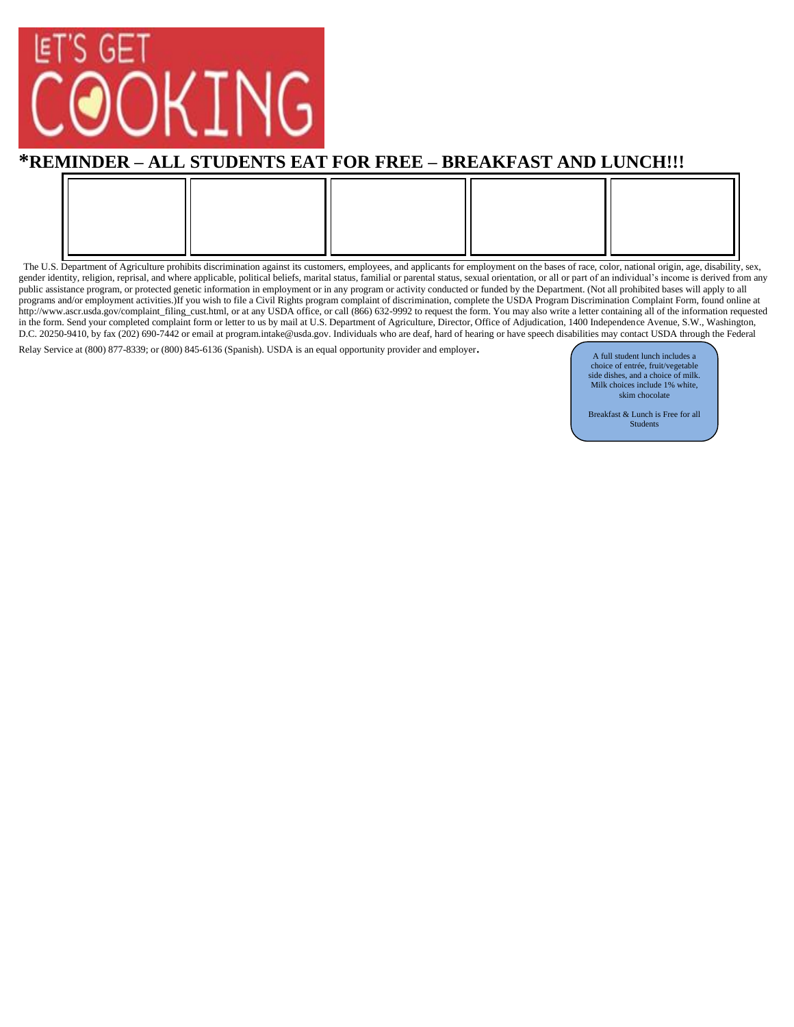LET'S GET COOKING

# *REMINDER – ALL STUDENTS EAT FOR FREE – BREAKFAST AND LUNCH!!!

| | | | | |
|---|---|---|---|---|
| | | | | |

The U.S. Department of Agriculture prohibits discrimination against its customers, employees, and applicants for employment on the bases of race, color, national origin, age, disability, sex, gender identity, religion, reprisal, and where applicable, political beliefs, marital status, familial or parental status, sexual orientation, or all or part of an individual's income is derived from any public assistance program, or protected genetic information in employment or in any program or activity conducted or funded by the Department. (Not all prohibited bases will apply to all programs and/or employment activities.)If you wish to file a Civil Rights program complaint of discrimination, complete the USDA Program Discrimination Complaint Form, found online at http://www.ascr.usda.gov/complaint_filing_cust.html, or at any USDA office, or call (866) 632-9992 to request the form. You may also write a letter containing all of the information requested in the form. Send your completed complaint form or letter to us by mail at U.S. Department of Agriculture, Director, Office of Adjudication, 1400 Independence Avenue, S.W., Washington, D.C. 20250-9410, by fax (202) 690-7442 or email at program.intake@usda.gov. Individuals who are deaf, hard of hearing or have speech disabilities may contact USDA through the Federal Relay Service at (800) 877-8339; or (800) 845-6136 (Spanish). USDA is an equal opportunity provider and employer.

A full student lunch includes a choice of entrée, fruit/vegetable side dishes, and a choice of milk. Milk choices include 1% white, skim chocolate

Breakfast & Lunch is Free for all Students